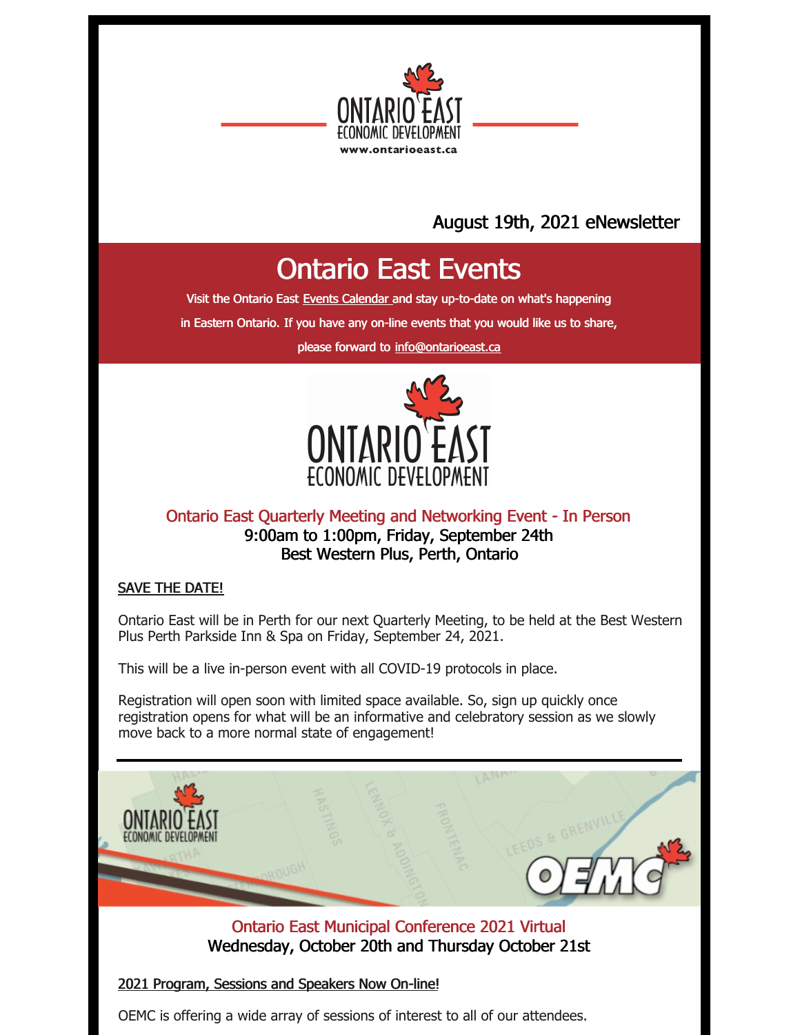August 19th, 2021 eNewsletter

# Ontario East Events

Visit the Ontario East Events Calendar and stay up-to-date on what's happening in Eastern Ontario. If you have any on-line events that you would like us to share, please forward to info@ontarioeast.ca

## Ontario East Quarterly Meeting and Networking Event - In Person

9:00am to 1:00pm, Friday, September 24th
Best Western Plus, Perth, Ontario

SAVE THE DATE!

Ontario East will be in Perth for our next Quarterly Meeting, to be held at the Best Western Plus Perth Parkside Inn & Spa on Friday, September 24, 2021.

This will be a live in-person event with all COVID-19 protocols in place.

Registration will open soon with limited space available. So, sign up quickly once registration opens for what will be an informative and celebratory session as we slowly move back to a more normal state of engagement!

---

## Ontario East Municipal Conference 2021 Virtual

Wednesday, October 20th and Thursday October 21st

2021 Program, Sessions and Speakers Now On-line!

OEMC is offering a wide array of sessions of interest to all of our attendees.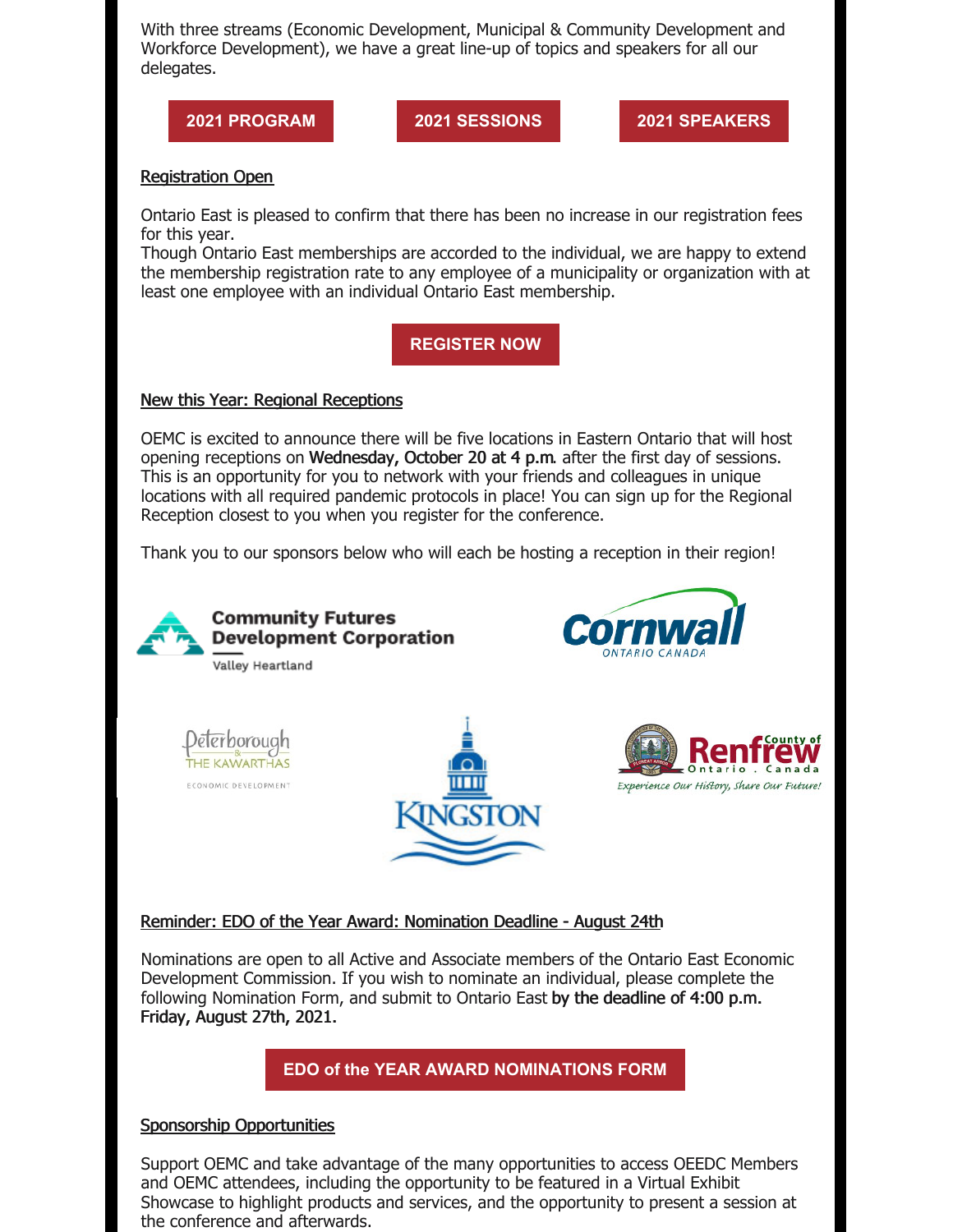With three streams (Economic Development, Municipal & Community Development and Workforce Development), we have a great line-up of topics and speakers for all our delegates.

**2021 PROGRAM** **2021 SESSIONS** **2021 SPEAKERS**

Registration Open

Ontario East is pleased to confirm that there has been no increase in our registration fees for this year.
Though Ontario East memberships are accorded to the individual, we are happy to extend the membership registration rate to any employee of a municipality or organization with at least one employee with an individual Ontario East membership.

**REGISTER NOW**

New this Year: Regional Receptions

OEMC is excited to announce there will be five locations in Eastern Ontario that will host opening receptions on **Wednesday, October 20 at 4 p.m.** after the first day of sessions. This is an opportunity for you to network with your friends and colleagues in unique locations with all required pandemic protocols in place! You can sign up for the Regional Reception closest to you when you register for the conference.

Thank you to our sponsors below who will each be hosting a reception in their region!

Community Futures Development Corporation
Valley Heartland

Cornwall
ONTARIO CANADA

Peterborough & THE KAWARTHAS
ECONOMIC DEVELOPMENT

KINGSTON

County of Renfrew
Ontario . Canada
Experience Our History, Share Our Future!

Reminder: EDO of the Year Award: Nomination Deadline - August 24th

Nominations are open to all Active and Associate members of the Ontario East Economic Development Commission. If you wish to nominate an individual, please complete the following Nomination Form, and submit to Ontario East **by the deadline of 4:00 p.m. Friday, August 27th, 2021.**

**EDO of the YEAR AWARD NOMINATIONS FORM**

Sponsorship Opportunities

Support OEMC and take advantage of the many opportunities to access OEEDC Members and OEMC attendees, including the opportunity to be featured in a Virtual Exhibit Showcase to highlight products and services, and the opportunity to present a session at the conference and afterwards.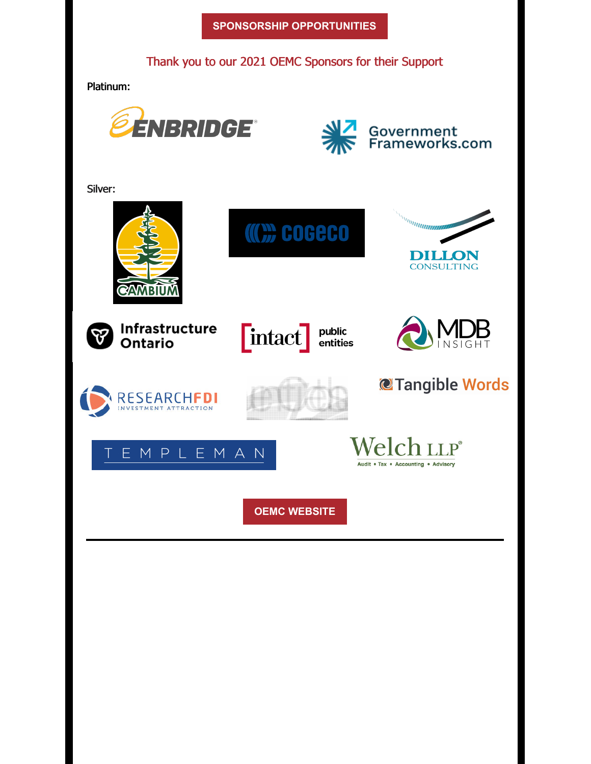SPONSORSHIP OPPORTUNITIES

Thank you to our 2021 OEMC Sponsors for their Support

Platinum:

ENBRIDGE

Government Frameworks.com

Silver:

CAMBIUM

COGECO

DILLON CONSULTING

Infrastructure Ontario

[intact] public entities

MDB INSIGHT

RESEARCHFDI INVESTMENT ATTRACTION

Tangible Words

TEMPLEMAN

Welch LLP
Audit • Tax • Accounting • Advisory

OEMC WEBSITE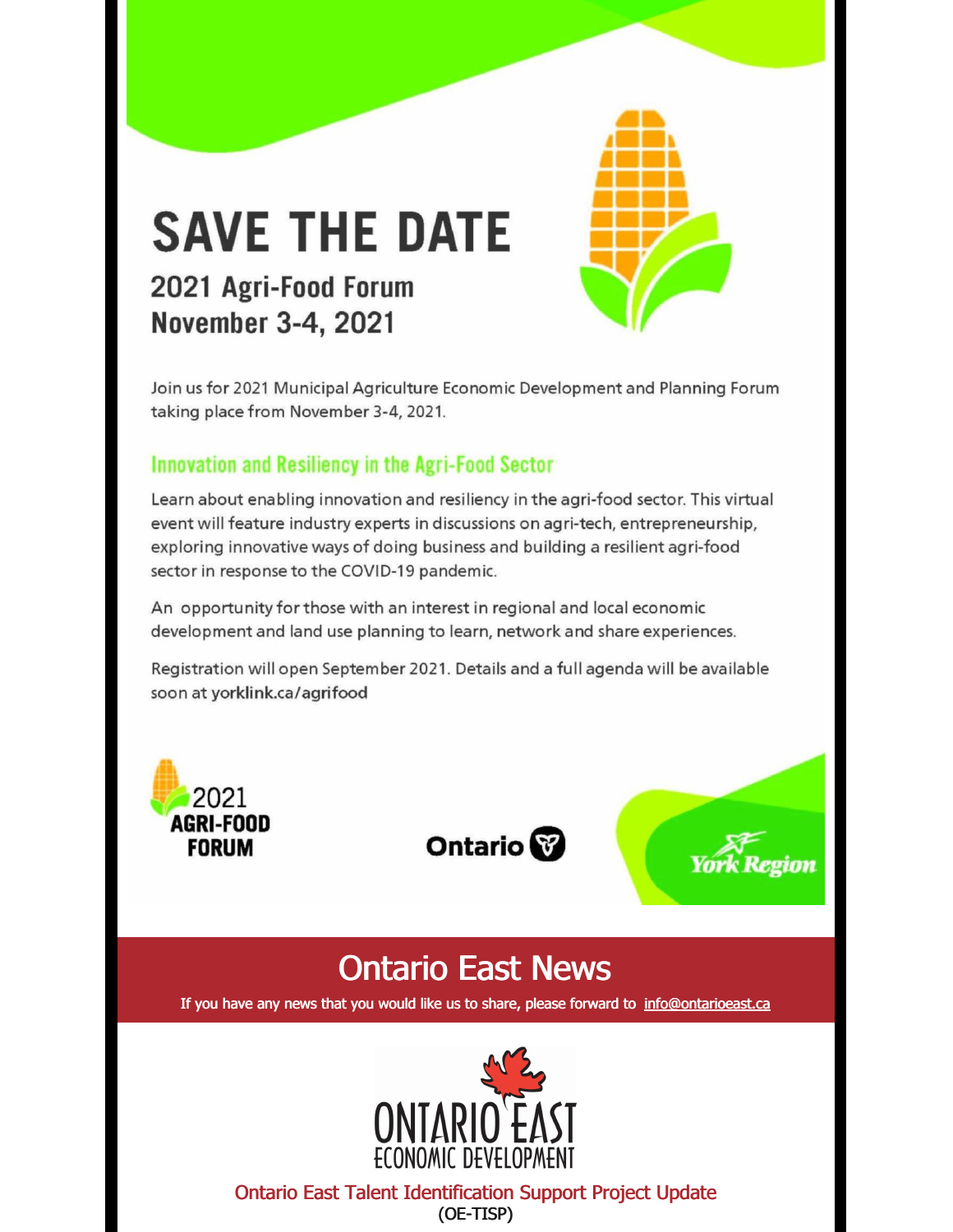# SAVE THE DATE

## 2021 Agri-Food Forum
## November 3-4, 2021

Join us for 2021 Municipal Agriculture Economic Development and Planning Forum taking place from November 3-4, 2021.

### Innovation and Resiliency in the Agri-Food Sector

Learn about enabling innovation and resiliency in the agri-food sector. This virtual event will feature industry experts in discussions on agri-tech, entrepreneurship, exploring innovative ways of doing business and building a resilient agri-food sector in response to the COVID-19 pandemic.

An opportunity for those with an interest in regional and local economic development and land use planning to learn, network and share experiences.

Registration will open September 2021. Details and a full agenda will be available soon at **yorklink.ca/agrifood**

2021 **AGRI-FOOD FORUM**

**Ontario**

**York Region**

# Ontario East News

**If you have any news that you would like us to share, please forward to info@ontarioeast.ca**

ONTARIO EAST ECONOMIC DEVELOPMENT

## Ontario East Talent Identification Support Project Update
(OE-TISP)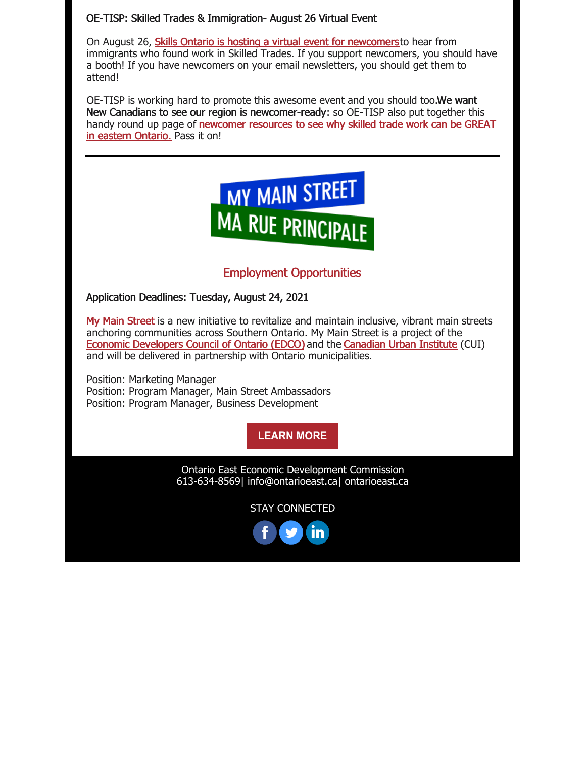**OE-TISP: Skilled Trades & Immigration- August 26 Virtual Event**

On August 26, Skills Ontario is hosting a virtual event for newcomers to hear from immigrants who found work in Skilled Trades. If you support newcomers, you should have a booth! If you have newcomers on your email newsletters, you should get them to attend!

OE-TISP is working hard to promote this awesome event and you should too. **We want New Canadians to see our region is newcomer-ready**: so OE-TISP also put together this handy round up page of newcomer resources to see why skilled trade work can be GREAT in eastern Ontario. Pass it on!

---

MY MAIN STREET

MA RUE PRINCIPALE

## Employment Opportunities

**Application Deadlines: Tuesday, August 24, 2021**

My Main Street is a new initiative to revitalize and maintain inclusive, vibrant main streets anchoring communities across Southern Ontario. My Main Street is a project of the Economic Developers Council of Ontario (EDCO) and the Canadian Urban Institute (CUI) and will be delivered in partnership with Ontario municipalities.

Position: Marketing Manager
Position: Program Manager, Main Street Ambassadors
Position: Program Manager, Business Development

**LEARN MORE**

Ontario East Economic Development Commission
613-634-8569| info@ontarioeast.ca| ontarioeast.ca

STAY CONNECTED